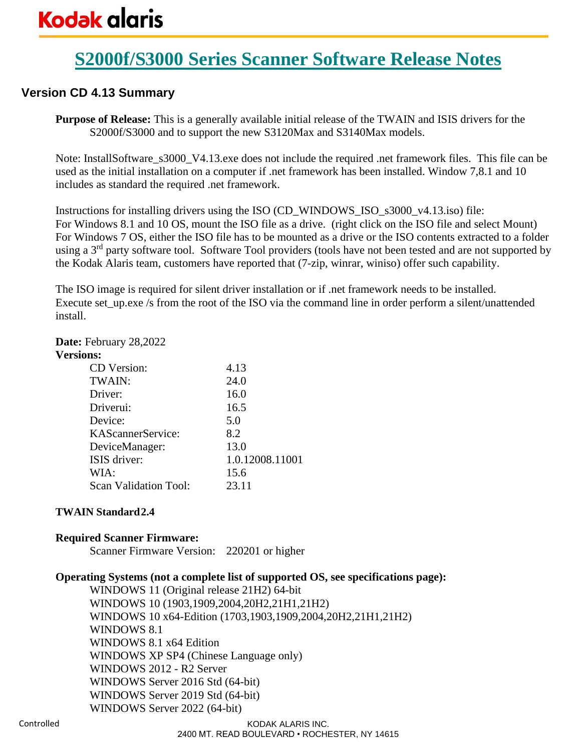# S2000f/S3000 Series Scanner Software Release Notes

## Version CD 4.13 Summary

**Purpose of Release:** This is a generally available initial release of the TWAIN and ISIS drivers for the S2000f/S3000 and to support the new S3120Max and S3140Max models.

Note: InstallSoftware_s3000_V4.13.exe does not include the required .net framework files. This file can be used as the initial installation on a computer if .net framework has been installed. Window 7,8.1 and 10 includes as standard the required .net framework.

Instructions for installing drivers using the ISO (CD_WINDOWS_ISO_s3000_v4.13.iso) file:
For Windows 8.1 and 10 OS, mount the ISO file as a drive. (right click on the ISO file and select Mount)
For Windows 7 OS, either the ISO file has to be mounted as a drive or the ISO contents extracted to a folder using a 3rd party software tool. Software Tool providers (tools have not been tested and are not supported by the Kodak Alaris team, customers have reported that (7-zip, winrar, winiso) offer such capability.

The ISO image is required for silent driver installation or if .net framework needs to be installed.
Execute set_up.exe /s from the root of the ISO via the command line in order perform a silent/unattended install.

**Date:** February 28,2022

**Versions:**

| | |
|---|---|
| CD Version: | 4.13 |
| TWAIN: | 24.0 |
| Driver: | 16.0 |
| Driverui: | 16.5 |
| Device: | 5.0 |
| KAScannerService: | 8.2 |
| DeviceManager: | 13.0 |
| ISIS driver: | 1.0.12008.11001 |
| WIA: | 15.6 |
| Scan Validation Tool: | 23.11 |

**TWAIN Standard 2.4**

**Required Scanner Firmware:**

Scanner Firmware Version: 220201 or higher

**Operating Systems (not a complete list of supported OS, see specifications page):**

- WINDOWS 11 (Original release 21H2) 64-bit
- WINDOWS 10 (1903,1909,2004,20H2,21H1,21H2)
- WINDOWS 10 x64-Edition (1703,1903,1909,2004,20H2,21H1,21H2)
- WINDOWS 8.1
- WINDOWS 8.1 x64 Edition
- WINDOWS XP SP4 (Chinese Language only)
- WINDOWS 2012 - R2 Server
- WINDOWS Server 2016 Std (64-bit)
- WINDOWS Server 2019 Std (64-bit)
- WINDOWS Server 2022 (64-bit)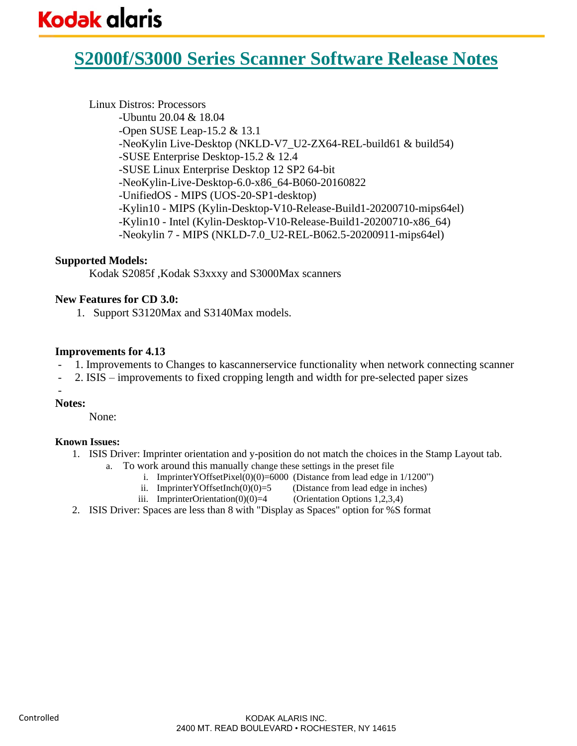# S2000f/S3000 Series Scanner Software Release Notes

Linux Distros: Processors

- -Ubuntu 20.04 & 18.04
- -Open SUSE Leap-15.2 & 13.1
- -NeoKylin Live-Desktop (NKLD-V7_U2-ZX64-REL-build61 & build54)
- -SUSE Enterprise Desktop-15.2 & 12.4
- -SUSE Linux Enterprise Desktop 12 SP2 64-bit
- -NeoKylin-Live-Desktop-6.0-x86_64-B060-20160822
- -UnifiedOS - MIPS (UOS-20-SP1-desktop)
- -Kylin10 - MIPS (Kylin-Desktop-V10-Release-Build1-20200710-mips64el)
- -Kylin10 - Intel (Kylin-Desktop-V10-Release-Build1-20200710-x86_64)
- -Neokylin 7 - MIPS (NKLD-7.0_U2-REL-B062.5-20200911-mips64el)

**Supported Models:**

Kodak S2085f ,Kodak S3xxxy and S3000Max scanners

**New Features for CD 3.0:**

1. Support S3120Max and S3140Max models.

**Improvements for 4.13**

- 1. Improvements to Changes to kascannerservice functionality when network connecting scanner
- 2. ISIS – improvements to fixed cropping length and width for pre-selected paper sizes
-

**Notes:**

None:

**Known Issues:**

1. ISIS Driver: Imprinter orientation and y-position do not match the choices in the Stamp Layout tab.
   a. To work around this manually change these settings in the preset file
      i. ImprinterYOffsetPixel(0)(0)=6000 (Distance from lead edge in 1/1200")
      ii. ImprinterYOffsetInch(0)(0)=5 (Distance from lead edge in inches)
      iii. ImprinterOrientation(0)(0)=4 (Orientation Options 1,2,3,4)
2. ISIS Driver: Spaces are less than 8 with "Display as Spaces" option for %S format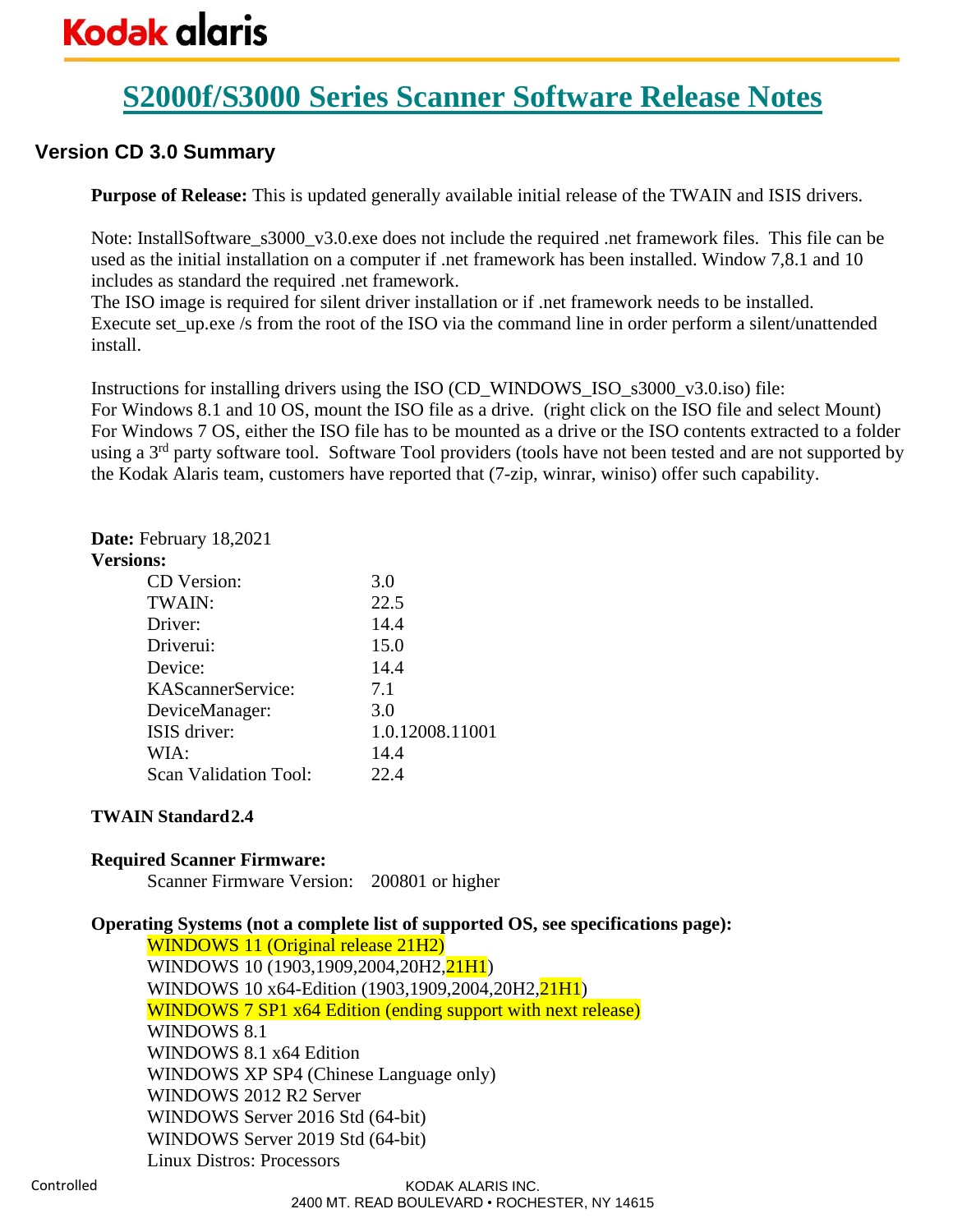# S2000f/S3000 Series Scanner Software Release Notes

## Version CD 3.0 Summary

**Purpose of Release:** This is updated generally available initial release of the TWAIN and ISIS drivers.

Note: InstallSoftware_s3000_v3.0.exe does not include the required .net framework files. This file can be used as the initial installation on a computer if .net framework has been installed. Window 7,8.1 and 10 includes as standard the required .net framework.
The ISO image is required for silent driver installation or if .net framework needs to be installed. Execute set_up.exe /s from the root of the ISO via the command line in order perform a silent/unattended install.

Instructions for installing drivers using the ISO (CD_WINDOWS_ISO_s3000_v3.0.iso) file:
For Windows 8.1 and 10 OS, mount the ISO file as a drive. (right click on the ISO file and select Mount)
For Windows 7 OS, either the ISO file has to be mounted as a drive or the ISO contents extracted to a folder using a 3rd party software tool. Software Tool providers (tools have not been tested and are not supported by the Kodak Alaris team, customers have reported that (7-zip, winrar, winiso) offer such capability.

**Date:** February 18,2021
**Versions:**

| | |
|---|---|
| CD Version: | 3.0 |
| TWAIN: | 22.5 |
| Driver: | 14.4 |
| Driverui: | 15.0 |
| Device: | 14.4 |
| KAScannerService: | 7.1 |
| DeviceManager: | 3.0 |
| ISIS driver: | 1.0.12008.11001 |
| WIA: | 14.4 |
| Scan Validation Tool: | 22.4 |

**TWAIN Standard 2.4**

**Required Scanner Firmware:**
Scanner Firmware Version: 200801 or higher

**Operating Systems (not a complete list of supported OS, see specifications page):**
- WINDOWS 11 (Original release 21H2)
- WINDOWS 10 (1903,1909,2004,20H2,21H1)
- WINDOWS 10 x64-Edition (1903,1909,2004,20H2,21H1)
- WINDOWS 7 SP1 x64 Edition (ending support with next release)
- WINDOWS 8.1
- WINDOWS 8.1 x64 Edition
- WINDOWS XP SP4 (Chinese Language only)
- WINDOWS 2012 R2 Server
- WINDOWS Server 2016 Std (64-bit)
- WINDOWS Server 2019 Std (64-bit)
- Linux Distros: Processors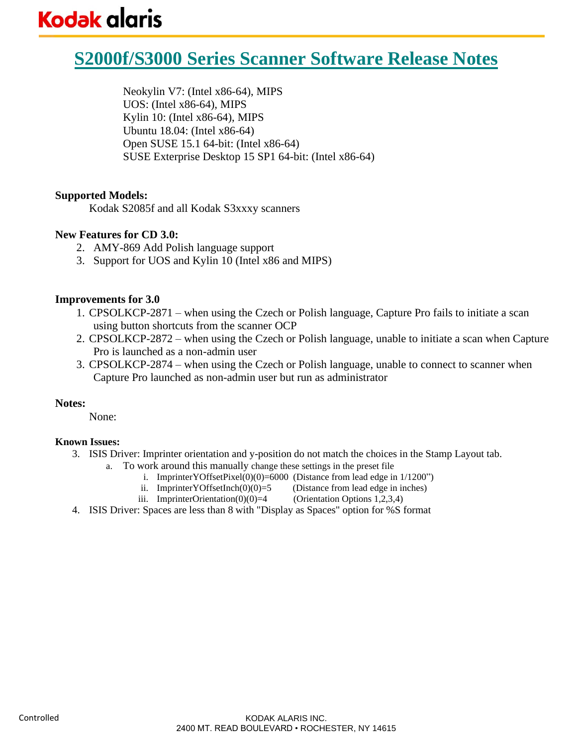# S2000f/S3000 Series Scanner Software Release Notes

Neokylin V7: (Intel x86-64), MIPS
UOS: (Intel x86-64), MIPS
Kylin 10: (Intel x86-64), MIPS
Ubuntu 18.04: (Intel x86-64)
Open SUSE 15.1 64-bit: (Intel x86-64)
SUSE Exterprise Desktop 15 SP1 64-bit: (Intel x86-64)

**Supported Models:**

Kodak S2085f and all Kodak S3xxxy scanners

**New Features for CD 3.0:**

2. AMY-869 Add Polish language support
3. Support for UOS and Kylin 10 (Intel x86 and MIPS)

**Improvements for 3.0**

1. CPSOLKCP-2871 – when using the Czech or Polish language, Capture Pro fails to initiate a scan using button shortcuts from the scanner OCP
2. CPSOLKCP-2872 – when using the Czech or Polish language, unable to initiate a scan when Capture Pro is launched as a non-admin user
3. CPSOLKCP-2874 – when using the Czech or Polish language, unable to connect to scanner when Capture Pro launched as non-admin user but run as administrator

**Notes:**

None:

**Known Issues:**

3. ISIS Driver: Imprinter orientation and y-position do not match the choices in the Stamp Layout tab.
    a. To work around this manually change these settings in the preset file
        i. ImprinterYOffsetPixel(0)(0)=6000 (Distance from lead edge in 1/1200")
        ii. ImprinterYOffsetInch(0)(0)=5 (Distance from lead edge in inches)
        iii. ImprinterOrientation(0)(0)=4 (Orientation Options 1,2,3,4)
4. ISIS Driver: Spaces are less than 8 with "Display as Spaces" option for %S format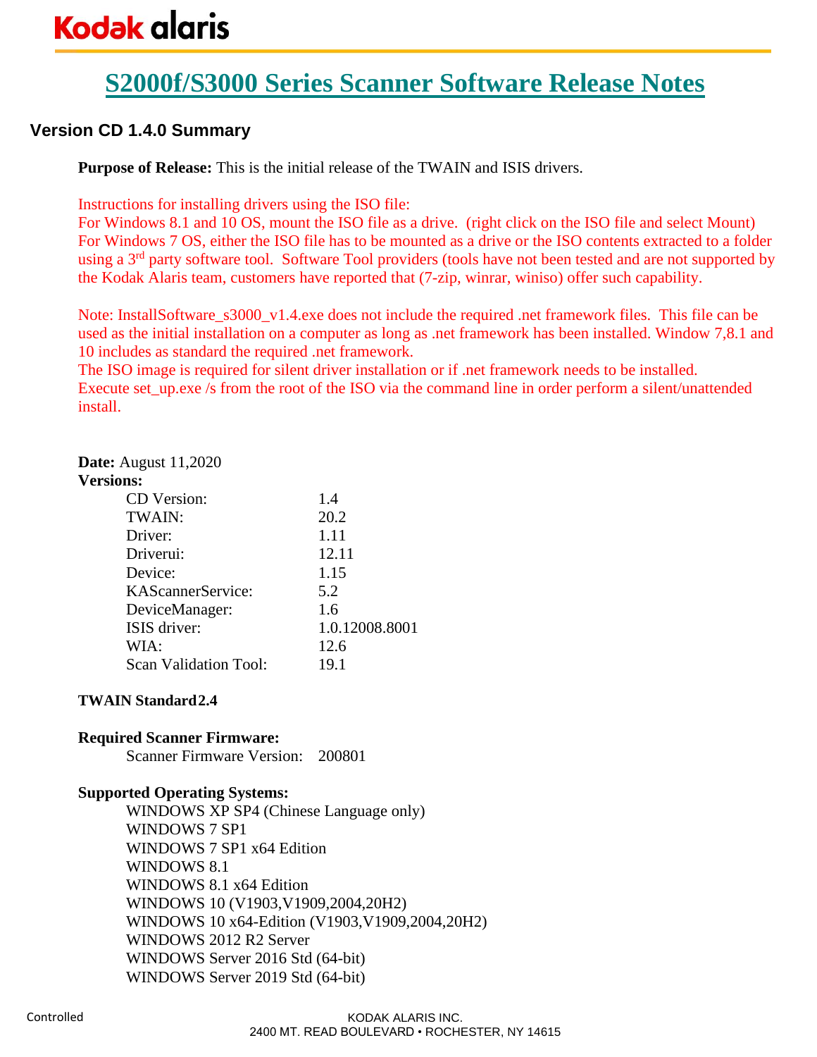# S2000f/S3000 Series Scanner Software Release Notes

## Version CD 1.4.0 Summary

**Purpose of Release:** This is the initial release of the TWAIN and ISIS drivers.

Instructions for installing drivers using the ISO file:
For Windows 8.1 and 10 OS, mount the ISO file as a drive. (right click on the ISO file and select Mount)
For Windows 7 OS, either the ISO file has to be mounted as a drive or the ISO contents extracted to a folder using a 3rd party software tool. Software Tool providers (tools have not been tested and are not supported by the Kodak Alaris team, customers have reported that (7-zip, winrar, winiso) offer such capability.

Note: InstallSoftware_s3000_v1.4.exe does not include the required .net framework files. This file can be used as the initial installation on a computer as long as .net framework has been installed. Window 7,8.1 and 10 includes as standard the required .net framework.
The ISO image is required for silent driver installation or if .net framework needs to be installed.
Execute set_up.exe /s from the root of the ISO via the command line in order perform a silent/unattended install.

**Date:** August 11,2020
**Versions:**

| | |
|---|---|
| CD Version: | 1.4 |
| TWAIN: | 20.2 |
| Driver: | 1.11 |
| Driverui: | 12.11 |
| Device: | 1.15 |
| KAScannerService: | 5.2 |
| DeviceManager: | 1.6 |
| ISIS driver: | 1.0.12008.8001 |
| WIA: | 12.6 |
| Scan Validation Tool: | 19.1 |

**TWAIN Standard 2.4**

**Required Scanner Firmware:**
Scanner Firmware Version: 200801

**Supported Operating Systems:**
- WINDOWS XP SP4 (Chinese Language only)
- WINDOWS 7 SP1
- WINDOWS 7 SP1 x64 Edition
- WINDOWS 8.1
- WINDOWS 8.1 x64 Edition
- WINDOWS 10 (V1903,V1909,2004,20H2)
- WINDOWS 10 x64-Edition (V1903,V1909,2004,20H2)
- WINDOWS 2012 R2 Server
- WINDOWS Server 2016 Std (64-bit)
- WINDOWS Server 2019 Std (64-bit)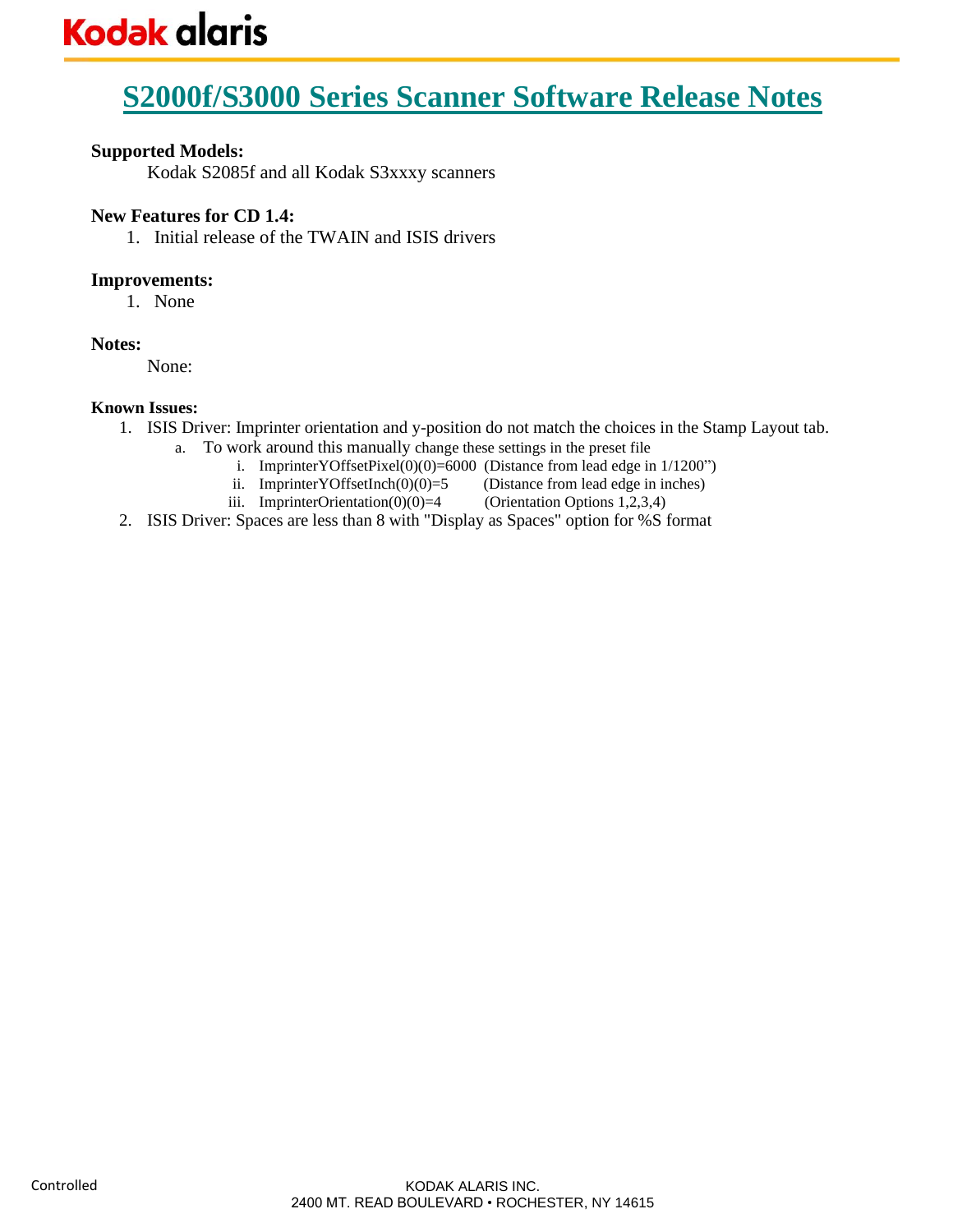# S2000f/S3000 Series Scanner Software Release Notes

**Supported Models:**

Kodak S2085f and all Kodak S3xxxy scanners

**New Features for CD 1.4:**

1. Initial release of the TWAIN and ISIS drivers

**Improvements:**

1. None

**Notes:**

None:

**Known Issues:**

1. ISIS Driver: Imprinter orientation and y-position do not match the choices in the Stamp Layout tab.
   a. To work around this manually change these settings in the preset file
      i. ImprinterYOffsetPixel(0)(0)=6000 (Distance from lead edge in 1/1200")
      ii. ImprinterYOffsetInch(0)(0)=5 (Distance from lead edge in inches)
      iii. ImprinterOrientation(0)(0)=4 (Orientation Options 1,2,3,4)
2. ISIS Driver: Spaces are less than 8 with "Display as Spaces" option for %S format